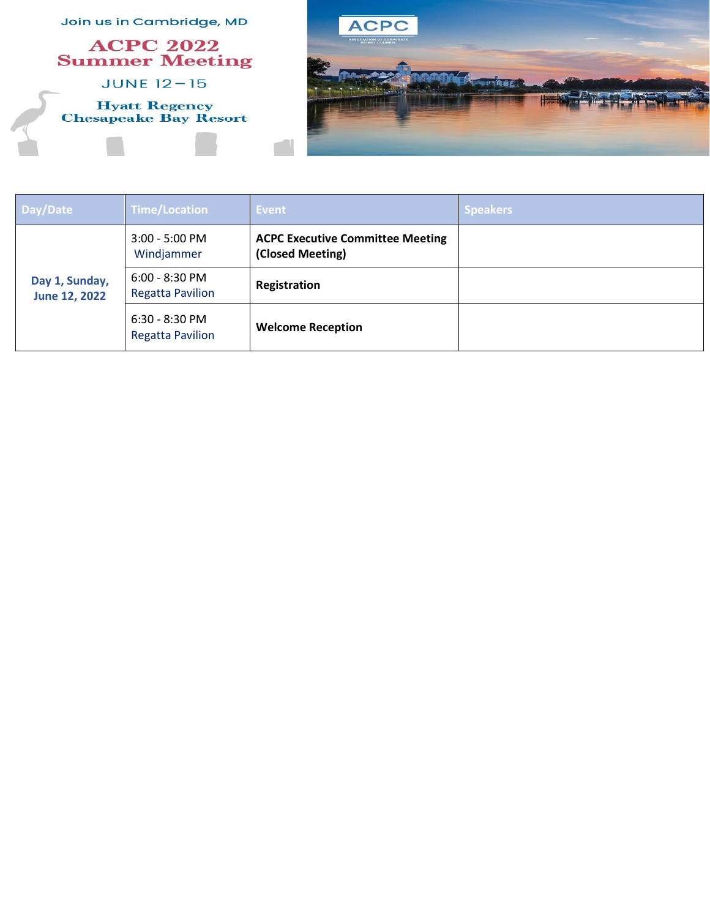Join us in Cambridge, MD

# ACPC 2022 Summer Meeting

JUNE 12 – 15

Hyatt Regency Chesapeake Bay Resort

| Day/Date | Time/Location | Event | Speakers |
|---|---|---|---|
| Day 1, Sunday, June 12, 2022 | 3:00 - 5:00 PM Windjammer | **ACPC Executive Committee Meeting (Closed Meeting)** | |
| | 6:00 - 8:30 PM Regatta Pavilion | **Registration** | |
| | 6:30 - 8:30 PM Regatta Pavilion | **Welcome Reception** | |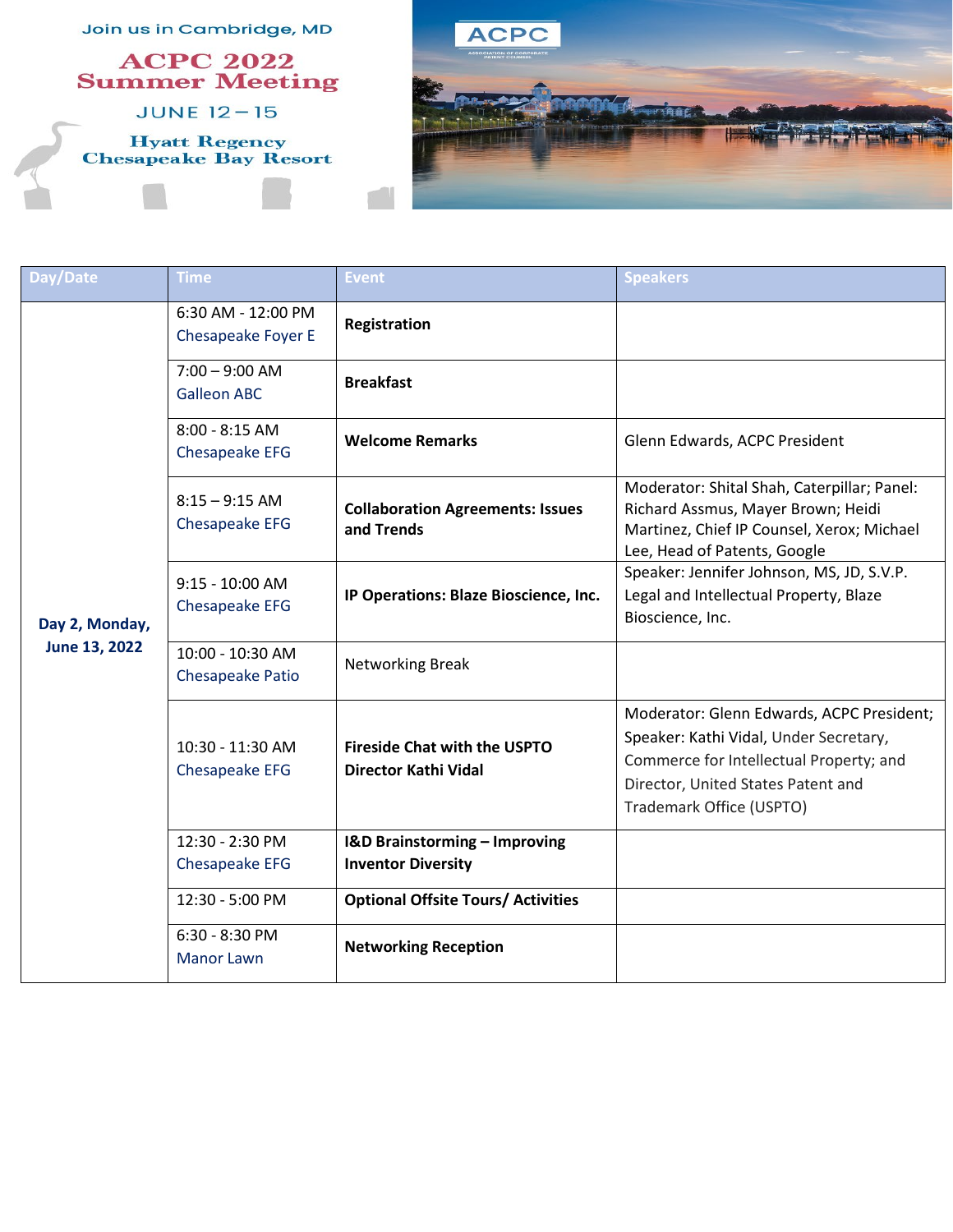Join us in Cambridge, MD

# ACPC 2022 Summer Meeting

JUNE 12 – 15

Hyatt Regency Chesapeake Bay Resort

| Day/Date | Time | Event | Speakers |
|---|---|---|---|
| Day 2, Monday, June 13, 2022 | 6:30 AM - 12:00 PM Chesapeake Foyer E | **Registration** | |
| | 7:00 – 9:00 AM Galleon ABC | **Breakfast** | |
| | 8:00 - 8:15 AM Chesapeake EFG | **Welcome Remarks** | Glenn Edwards, ACPC President |
| | 8:15 – 9:15 AM Chesapeake EFG | **Collaboration Agreements: Issues and Trends** | Moderator: Shital Shah, Caterpillar; Panel: Richard Assmus, Mayer Brown; Heidi Martinez, Chief IP Counsel, Xerox; Michael Lee, Head of Patents, Google |
| | 9:15 - 10:00 AM Chesapeake EFG | **IP Operations: Blaze Bioscience, Inc.** | Speaker: Jennifer Johnson, MS, JD, S.V.P. Legal and Intellectual Property, Blaze Bioscience, Inc. |
| | 10:00 - 10:30 AM Chesapeake Patio | Networking Break | |
| | 10:30 - 11:30 AM Chesapeake EFG | **Fireside Chat with the USPTO Director Kathi Vidal** | Moderator: Glenn Edwards, ACPC President; Speaker: Kathi Vidal, Under Secretary, Commerce for Intellectual Property; and Director, United States Patent and Trademark Office (USPTO) |
| | 12:30 - 2:30 PM Chesapeake EFG | **I&D Brainstorming – Improving Inventor Diversity** | |
| | 12:30 - 5:00 PM | **Optional Offsite Tours/ Activities** | |
| | 6:30 - 8:30 PM Manor Lawn | **Networking Reception** | |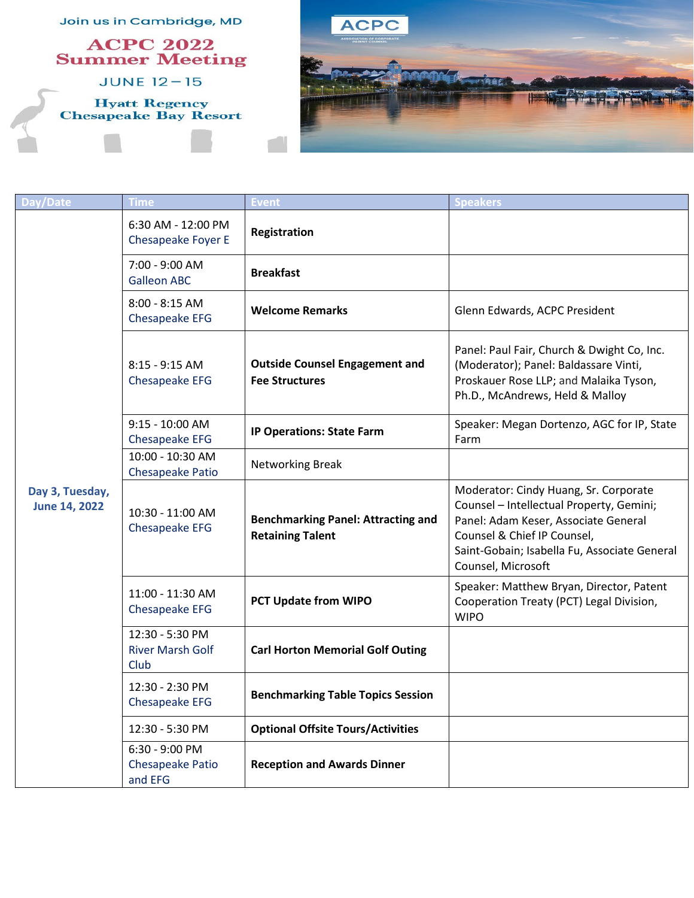Join us in Cambridge, MD

# ACPC 2022 Summer Meeting

JUNE 12 – 15

Hyatt Regency Chesapeake Bay Resort

| Day/Date | Time | Event | Speakers |
|---|---|---|---|
| Day 3, Tuesday, June 14, 2022 | 6:30 AM - 12:00 PM Chesapeake Foyer E | **Registration** | |
| | 7:00 - 9:00 AM Galleon ABC | **Breakfast** | |
| | 8:00 - 8:15 AM Chesapeake EFG | **Welcome Remarks** | Glenn Edwards, ACPC President |
| | 8:15 - 9:15 AM Chesapeake EFG | **Outside Counsel Engagement and Fee Structures** | Panel: Paul Fair, Church & Dwight Co, Inc. (Moderator); Panel: Baldassare Vinti, Proskauer Rose LLP; and Malaika Tyson, Ph.D., McAndrews, Held & Malloy |
| | 9:15 - 10:00 AM Chesapeake EFG | **IP Operations: State Farm** | Speaker: Megan Dortenzo, AGC for IP, State Farm |
| | 10:00 - 10:30 AM Chesapeake Patio | Networking Break | |
| | 10:30 - 11:00 AM Chesapeake EFG | **Benchmarking Panel: Attracting and Retaining Talent** | Moderator: Cindy Huang, Sr. Corporate Counsel – Intellectual Property, Gemini; Panel: Adam Keser, Associate General Counsel & Chief IP Counsel, Saint-Gobain; Isabella Fu, Associate General Counsel, Microsoft |
| | 11:00 - 11:30 AM Chesapeake EFG | **PCT Update from WIPO** | Speaker: Matthew Bryan, Director, Patent Cooperation Treaty (PCT) Legal Division, WIPO |
| | 12:30 - 5:30 PM River Marsh Golf Club | **Carl Horton Memorial Golf Outing** | |
| | 12:30 - 2:30 PM Chesapeake EFG | **Benchmarking Table Topics Session** | |
| | 12:30 - 5:30 PM | **Optional Offsite Tours/Activities** | |
| | 6:30 - 9:00 PM Chesapeake Patio and EFG | **Reception and Awards Dinner** | |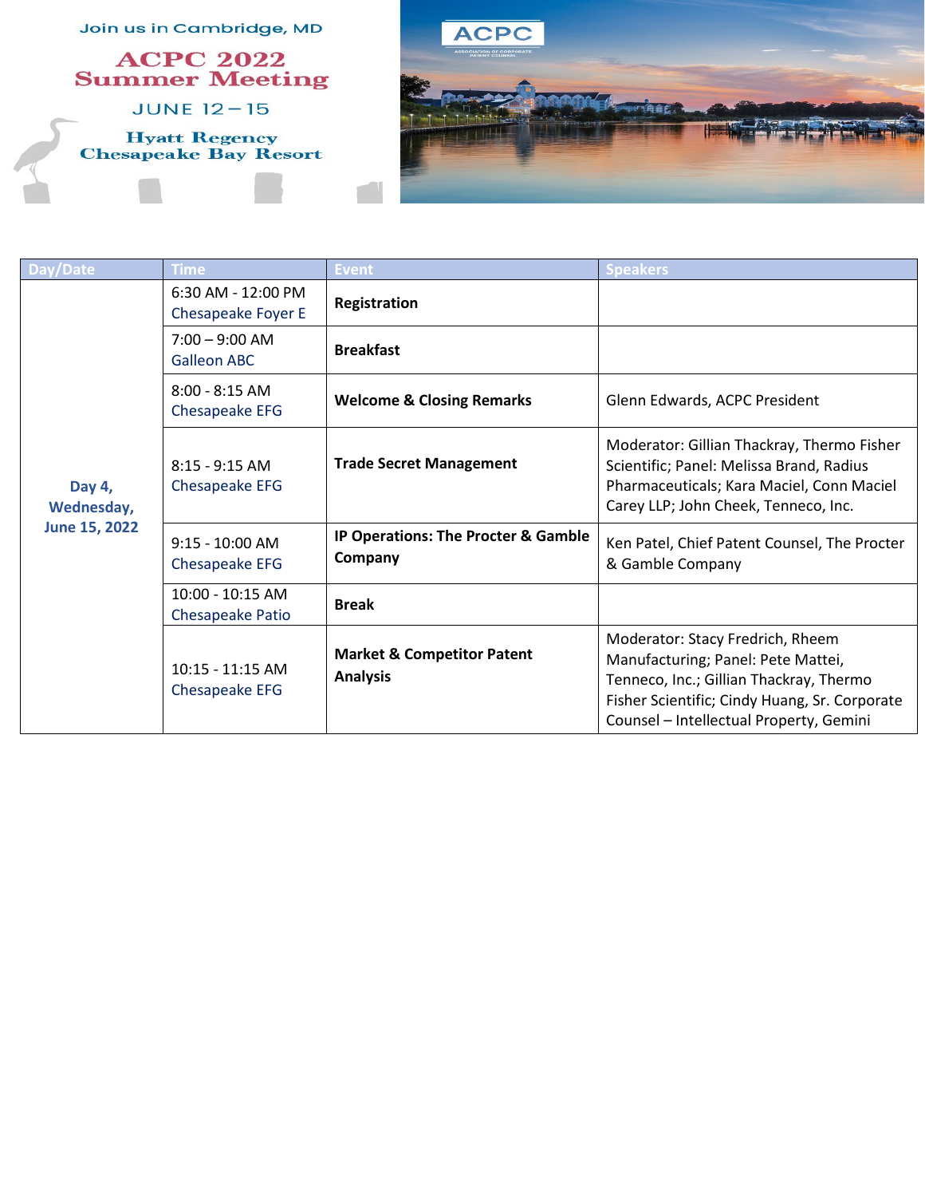Join us in Cambridge, MD

# ACPC 2022 Summer Meeting

JUNE 12–15

Hyatt Regency Chesapeake Bay Resort

| Day/Date | Time | Event | Speakers |
| --- | --- | --- | --- |
| Day 4, Wednesday, June 15, 2022 | 6:30 AM - 12:00 PM Chesapeake Foyer E | **Registration** | |
| | 7:00 – 9:00 AM Galleon ABC | **Breakfast** | |
| | 8:00 - 8:15 AM Chesapeake EFG | **Welcome & Closing Remarks** | Glenn Edwards, ACPC President |
| | 8:15 - 9:15 AM Chesapeake EFG | **Trade Secret Management** | Moderator: Gillian Thackray, Thermo Fisher Scientific; Panel: Melissa Brand, Radius Pharmaceuticals; Kara Maciel, Conn Maciel Carey LLP; John Cheek, Tenneco, Inc. |
| | 9:15 - 10:00 AM Chesapeake EFG | **IP Operations: The Procter & Gamble Company** | Ken Patel, Chief Patent Counsel, The Procter & Gamble Company |
| | 10:00 - 10:15 AM Chesapeake Patio | **Break** | |
| | 10:15 - 11:15 AM Chesapeake EFG | **Market & Competitor Patent Analysis** | Moderator: Stacy Fredrich, Rheem Manufacturing; Panel: Pete Mattei, Tenneco, Inc.; Gillian Thackray, Thermo Fisher Scientific; Cindy Huang, Sr. Corporate Counsel – Intellectual Property, Gemini |